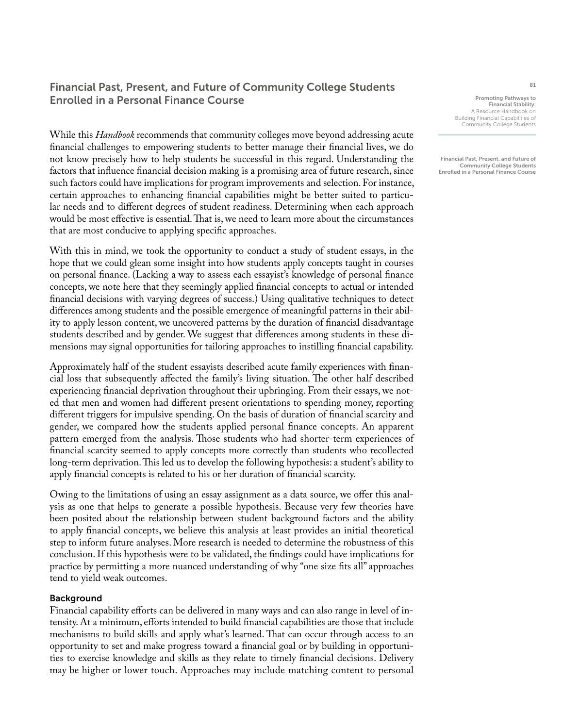## Financial Past, Present, and Future of Community College Students Enrolled in a Personal Finance Course

While this *Handbook* recommends that community colleges move beyond addressing acute financial challenges to empowering students to better manage their financial lives, we do not know precisely how to help students be successful in this regard. Understanding the factors that influence financial decision making is a promising area of future research, since such factors could have implications for program improvements and selection. For instance, certain approaches to enhancing financial capabilities might be better suited to particular needs and to different degrees of student readiness. Determining when each approach would be most effective is essential. That is, we need to learn more about the circumstances that are most conducive to applying specific approaches.

With this in mind, we took the opportunity to conduct a study of student essays, in the hope that we could glean some insight into how students apply concepts taught in courses on personal finance. (Lacking a way to assess each essayist's knowledge of personal finance concepts, we note here that they seemingly applied financial concepts to actual or intended financial decisions with varying degrees of success.) Using qualitative techniques to detect differences among students and the possible emergence of meaningful patterns in their ability to apply lesson content, we uncovered patterns by the duration of financial disadvantage students described and by gender. We suggest that differences among students in these dimensions may signal opportunities for tailoring approaches to instilling financial capability.

Approximately half of the student essayists described acute family experiences with financial loss that subsequently affected the family's living situation. The other half described experiencing financial deprivation throughout their upbringing. From their essays, we noted that men and women had different present orientations to spending money, reporting different triggers for impulsive spending. On the basis of duration of financial scarcity and gender, we compared how the students applied personal finance concepts. An apparent pattern emerged from the analysis. Those students who had shorter-term experiences of financial scarcity seemed to apply concepts more correctly than students who recollected long-term deprivation. This led us to develop the following hypothesis: a student's ability to apply financial concepts is related to his or her duration of financial scarcity.

Owing to the limitations of using an essay assignment as a data source, we offer this analysis as one that helps to generate a possible hypothesis. Because very few theories have been posited about the relationship between student background factors and the ability to apply financial concepts, we believe this analysis at least provides an initial theoretical step to inform future analyses. More research is needed to determine the robustness of this conclusion. If this hypothesis were to be validated, the findings could have implications for practice by permitting a more nuanced understanding of why "one size fits all" approaches tend to yield weak outcomes.

### Background

Financial capability efforts can be delivered in many ways and can also range in level of intensity. At a minimum, efforts intended to build financial capabilities are those that include mechanisms to build skills and apply what's learned. That can occur through access to an opportunity to set and make progress toward a financial goal or by building in opportunities to exercise knowledge and skills as they relate to timely financial decisions. Delivery may be higher or lower touch. Approaches may include matching content to personal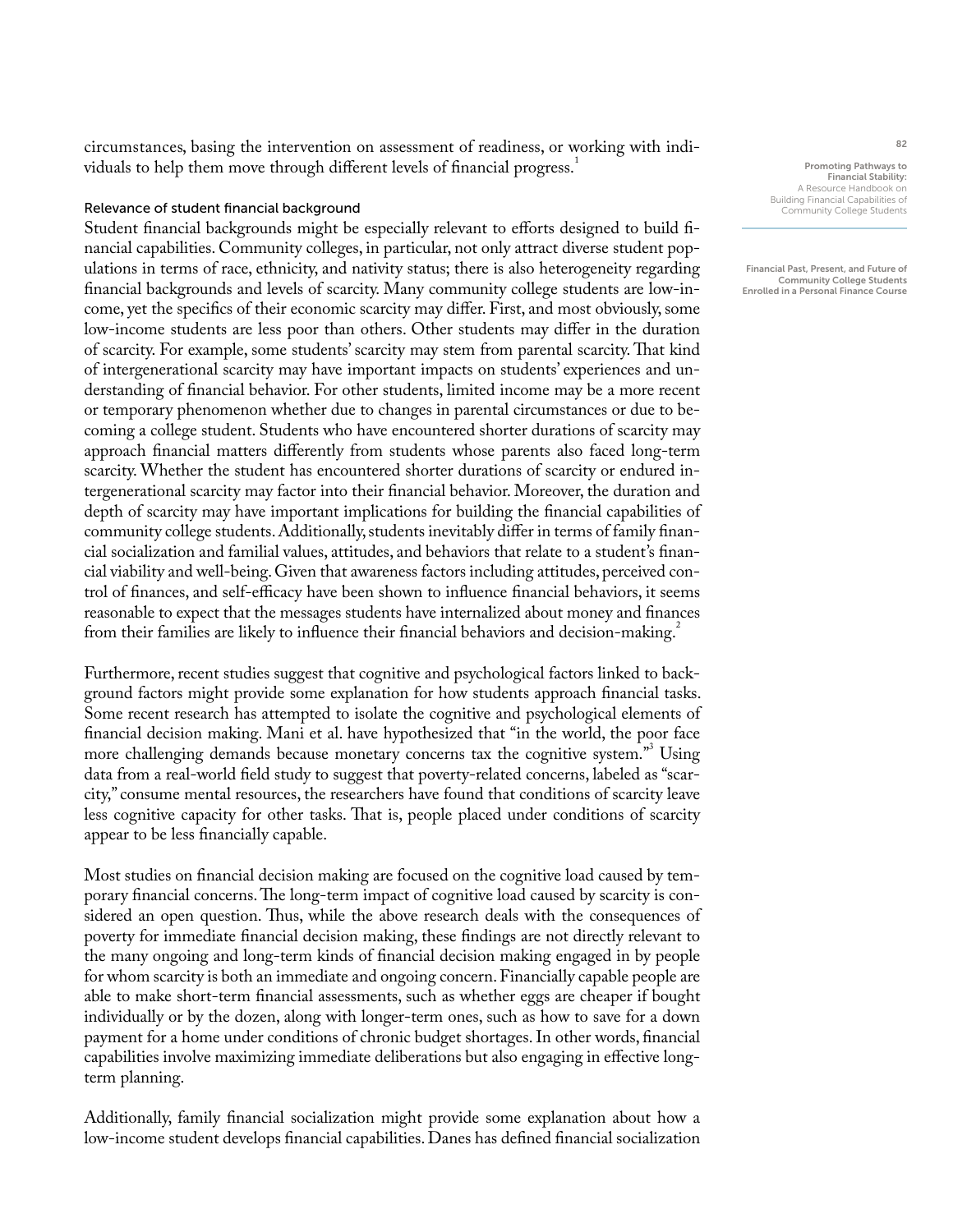circumstances, basing the intervention on assessment of readiness, or working with individuals to help them move through different levels of financial progress.[1]

### Relevance of student financial background

Student financial backgrounds might be especially relevant to efforts designed to build financial capabilities. Community colleges, in particular, not only attract diverse student populations in terms of race, ethnicity, and nativity status; there is also heterogeneity regarding financial backgrounds and levels of scarcity. Many community college students are low-income, yet the specifics of their economic scarcity may differ. First, and most obviously, some low-income students are less poor than others. Other students may differ in the duration of scarcity. For example, some students' scarcity may stem from parental scarcity. That kind of intergenerational scarcity may have important impacts on students' experiences and understanding of financial behavior. For other students, limited income may be a more recent or temporary phenomenon whether due to changes in parental circumstances or due to becoming a college student. Students who have encountered shorter durations of scarcity may approach financial matters differently from students whose parents also faced long-term scarcity. Whether the student has encountered shorter durations of scarcity or endured intergenerational scarcity may factor into their financial behavior. Moreover, the duration and depth of scarcity may have important implications for building the financial capabilities of community college students. Additionally, students inevitably differ in terms of family financial socialization and familial values, attitudes, and behaviors that relate to a student's financial viability and well-being. Given that awareness factors including attitudes, perceived control of finances, and self-efficacy have been shown to influence financial behaviors, it seems reasonable to expect that the messages students have internalized about money and finances from their families are likely to influence their financial behaviors and decision-making.[2]

Furthermore, recent studies suggest that cognitive and psychological factors linked to background factors might provide some explanation for how students approach financial tasks. Some recent research has attempted to isolate the cognitive and psychological elements of financial decision making. Mani et al. have hypothesized that "in the world, the poor face more challenging demands because monetary concerns tax the cognitive system."[3] Using data from a real-world field study to suggest that poverty-related concerns, labeled as "scarcity," consume mental resources, the researchers have found that conditions of scarcity leave less cognitive capacity for other tasks. That is, people placed under conditions of scarcity appear to be less financially capable.

Most studies on financial decision making are focused on the cognitive load caused by temporary financial concerns. The long-term impact of cognitive load caused by scarcity is considered an open question. Thus, while the above research deals with the consequences of poverty for immediate financial decision making, these findings are not directly relevant to the many ongoing and long-term kinds of financial decision making engaged in by people for whom scarcity is both an immediate and ongoing concern. Financially capable people are able to make short-term financial assessments, such as whether eggs are cheaper if bought individually or by the dozen, along with longer-term ones, such as how to save for a down payment for a home under conditions of chronic budget shortages. In other words, financial capabilities involve maximizing immediate deliberations but also engaging in effective long-term planning.

Additionally, family financial socialization might provide some explanation about how a low-income student develops financial capabilities. Danes has defined financial socialization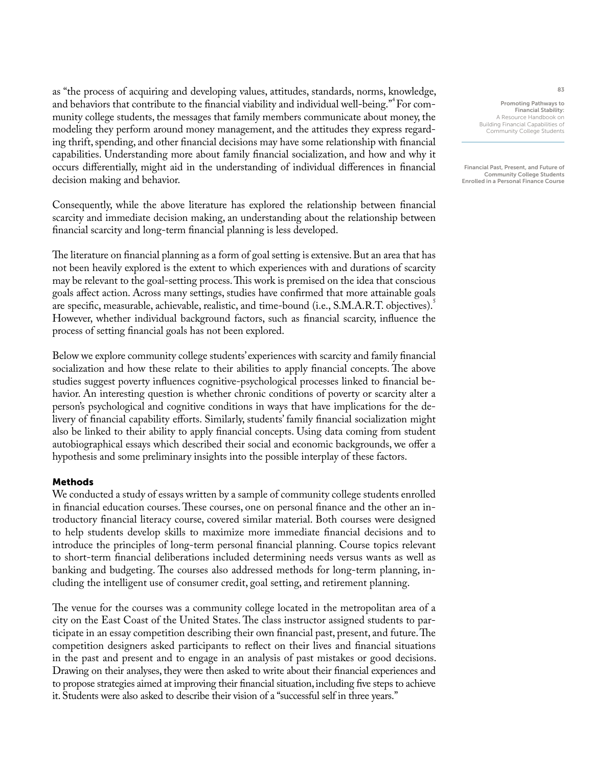as "the process of acquiring and developing values, attitudes, standards, norms, knowledge, and behaviors that contribute to the financial viability and individual well-being."[4] For community college students, the messages that family members communicate about money, the modeling they perform around money management, and the attitudes they express regarding thrift, spending, and other financial decisions may have some relationship with financial capabilities. Understanding more about family financial socialization, and how and why it occurs differentially, might aid in the understanding of individual differences in financial decision making and behavior.

Consequently, while the above literature has explored the relationship between financial scarcity and immediate decision making, an understanding about the relationship between financial scarcity and long-term financial planning is less developed.

The literature on financial planning as a form of goal setting is extensive. But an area that has not been heavily explored is the extent to which experiences with and durations of scarcity may be relevant to the goal-setting process. This work is premised on the idea that conscious goals affect action. Across many settings, studies have confirmed that more attainable goals are specific, measurable, achievable, realistic, and time-bound (i.e., S.M.A.R.T. objectives).[5] However, whether individual background factors, such as financial scarcity, influence the process of setting financial goals has not been explored.

Below we explore community college students' experiences with scarcity and family financial socialization and how these relate to their abilities to apply financial concepts. The above studies suggest poverty influences cognitive-psychological processes linked to financial behavior. An interesting question is whether chronic conditions of poverty or scarcity alter a person's psychological and cognitive conditions in ways that have implications for the delivery of financial capability efforts. Similarly, students' family financial socialization might also be linked to their ability to apply financial concepts. Using data coming from student autobiographical essays which described their social and economic backgrounds, we offer a hypothesis and some preliminary insights into the possible interplay of these factors.

## Methods

We conducted a study of essays written by a sample of community college students enrolled in financial education courses. These courses, one on personal finance and the other an introductory financial literacy course, covered similar material. Both courses were designed to help students develop skills to maximize more immediate financial decisions and to introduce the principles of long-term personal financial planning. Course topics relevant to short-term financial deliberations included determining needs versus wants as well as banking and budgeting. The courses also addressed methods for long-term planning, including the intelligent use of consumer credit, goal setting, and retirement planning.

The venue for the courses was a community college located in the metropolitan area of a city on the East Coast of the United States. The class instructor assigned students to participate in an essay competition describing their own financial past, present, and future. The competition designers asked participants to reflect on their lives and financial situations in the past and present and to engage in an analysis of past mistakes or good decisions. Drawing on their analyses, they were then asked to write about their financial experiences and to propose strategies aimed at improving their financial situation, including five steps to achieve it. Students were also asked to describe their vision of a "successful self in three years."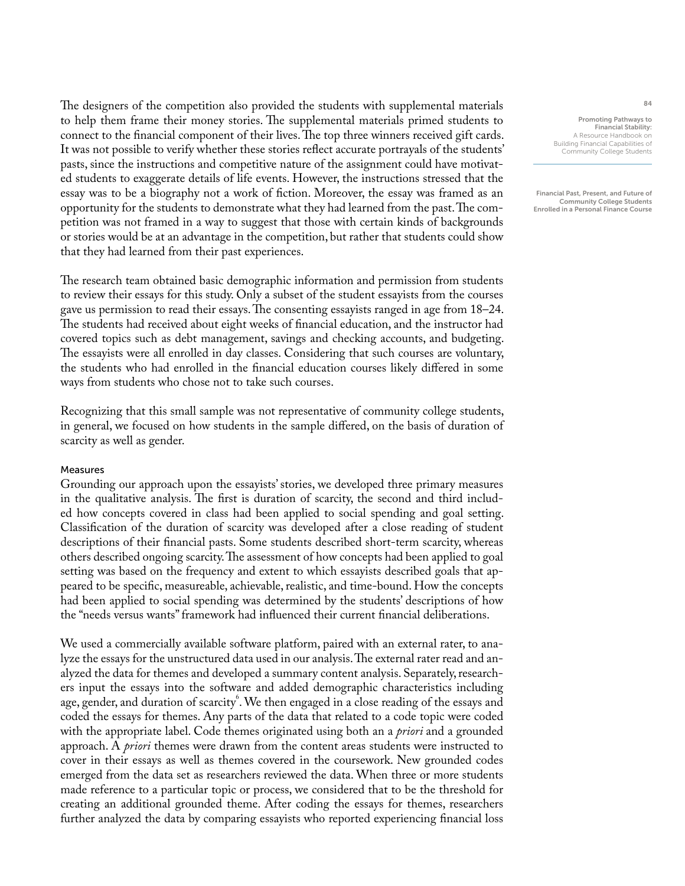The designers of the competition also provided the students with supplemental materials to help them frame their money stories. The supplemental materials primed students to connect to the financial component of their lives. The top three winners received gift cards. It was not possible to verify whether these stories reflect accurate portrayals of the students' pasts, since the instructions and competitive nature of the assignment could have motivated students to exaggerate details of life events. However, the instructions stressed that the essay was to be a biography not a work of fiction. Moreover, the essay was framed as an opportunity for the students to demonstrate what they had learned from the past. The competition was not framed in a way to suggest that those with certain kinds of backgrounds or stories would be at an advantage in the competition, but rather that students could show that they had learned from their past experiences.

The research team obtained basic demographic information and permission from students to review their essays for this study. Only a subset of the student essayists from the courses gave us permission to read their essays. The consenting essayists ranged in age from 18–24. The students had received about eight weeks of financial education, and the instructor had covered topics such as debt management, savings and checking accounts, and budgeting. The essayists were all enrolled in day classes. Considering that such courses are voluntary, the students who had enrolled in the financial education courses likely differed in some ways from students who chose not to take such courses.

Recognizing that this small sample was not representative of community college students, in general, we focused on how students in the sample differed, on the basis of duration of scarcity as well as gender.

### Measures

Grounding our approach upon the essayists' stories, we developed three primary measures in the qualitative analysis. The first is duration of scarcity, the second and third included how concepts covered in class had been applied to social spending and goal setting. Classification of the duration of scarcity was developed after a close reading of student descriptions of their financial pasts. Some students described short-term scarcity, whereas others described ongoing scarcity. The assessment of how concepts had been applied to goal setting was based on the frequency and extent to which essayists described goals that appeared to be specific, measureable, achievable, realistic, and time-bound. How the concepts had been applied to social spending was determined by the students' descriptions of how the "needs versus wants" framework had influenced their current financial deliberations.

We used a commercially available software platform, paired with an external rater, to analyze the essays for the unstructured data used in our analysis. The external rater read and analyzed the data for themes and developed a summary content analysis. Separately, researchers input the essays into the software and added demographic characteristics including age, gender, and duration of scarcity[6]. We then engaged in a close reading of the essays and coded the essays for themes. Any parts of the data that related to a code topic were coded with the appropriate label. Code themes originated using both an a *priori* and a grounded approach. A *priori* themes were drawn from the content areas students were instructed to cover in their essays as well as themes covered in the coursework. New grounded codes emerged from the data set as researchers reviewed the data. When three or more students made reference to a particular topic or process, we considered that to be the threshold for creating an additional grounded theme. After coding the essays for themes, researchers further analyzed the data by comparing essayists who reported experiencing financial loss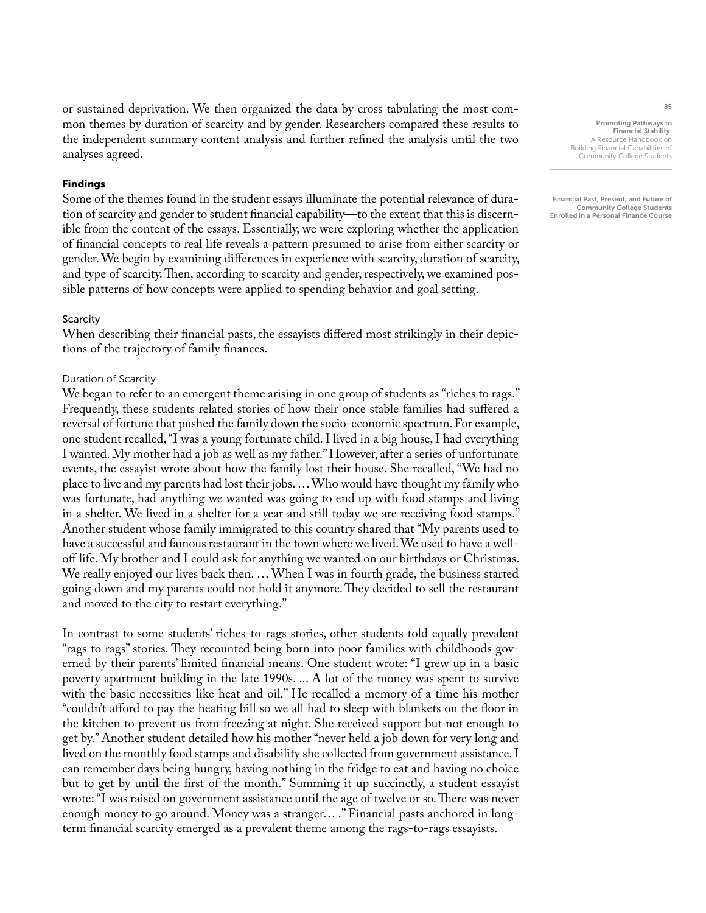or sustained deprivation. We then organized the data by cross tabulating the most common themes by duration of scarcity and by gender. Researchers compared these results to the independent summary content analysis and further refined the analysis until the two analyses agreed.

## Findings

Some of the themes found in the student essays illuminate the potential relevance of duration of scarcity and gender to student financial capability—to the extent that this is discernible from the content of the essays. Essentially, we were exploring whether the application of financial concepts to real life reveals a pattern presumed to arise from either scarcity or gender. We begin by examining differences in experience with scarcity, duration of scarcity, and type of scarcity. Then, according to scarcity and gender, respectively, we examined possible patterns of how concepts were applied to spending behavior and goal setting.

### Scarcity

When describing their financial pasts, the essayists differed most strikingly in their depictions of the trajectory of family finances.

#### Duration of Scarcity

We began to refer to an emergent theme arising in one group of students as "riches to rags." Frequently, these students related stories of how their once stable families had suffered a reversal of fortune that pushed the family down the socio-economic spectrum. For example, one student recalled, "I was a young fortunate child. I lived in a big house, I had everything I wanted. My mother had a job as well as my father." However, after a series of unfortunate events, the essayist wrote about how the family lost their house. She recalled, "We had no place to live and my parents had lost their jobs. … Who would have thought my family who was fortunate, had anything we wanted was going to end up with food stamps and living in a shelter. We lived in a shelter for a year and still today we are receiving food stamps." Another student whose family immigrated to this country shared that "My parents used to have a successful and famous restaurant in the town where we lived. We used to have a well-off life. My brother and I could ask for anything we wanted on our birthdays or Christmas. We really enjoyed our lives back then. … When I was in fourth grade, the business started going down and my parents could not hold it anymore. They decided to sell the restaurant and moved to the city to restart everything."

In contrast to some students' riches-to-rags stories, other students told equally prevalent "rags to rags" stories. They recounted being born into poor families with childhoods governed by their parents' limited financial means. One student wrote: "I grew up in a basic poverty apartment building in the late 1990s. ... A lot of the money was spent to survive with the basic necessities like heat and oil." He recalled a memory of a time his mother "couldn't afford to pay the heating bill so we all had to sleep with blankets on the floor in the kitchen to prevent us from freezing at night. She received support but not enough to get by." Another student detailed how his mother "never held a job down for very long and lived on the monthly food stamps and disability she collected from government assistance. I can remember days being hungry, having nothing in the fridge to eat and having no choice but to get by until the first of the month." Summing it up succinctly, a student essayist wrote: "I was raised on government assistance until the age of twelve or so. There was never enough money to go around. Money was a stranger… ." Financial pasts anchored in long-term financial scarcity emerged as a prevalent theme among the rags-to-rags essayists.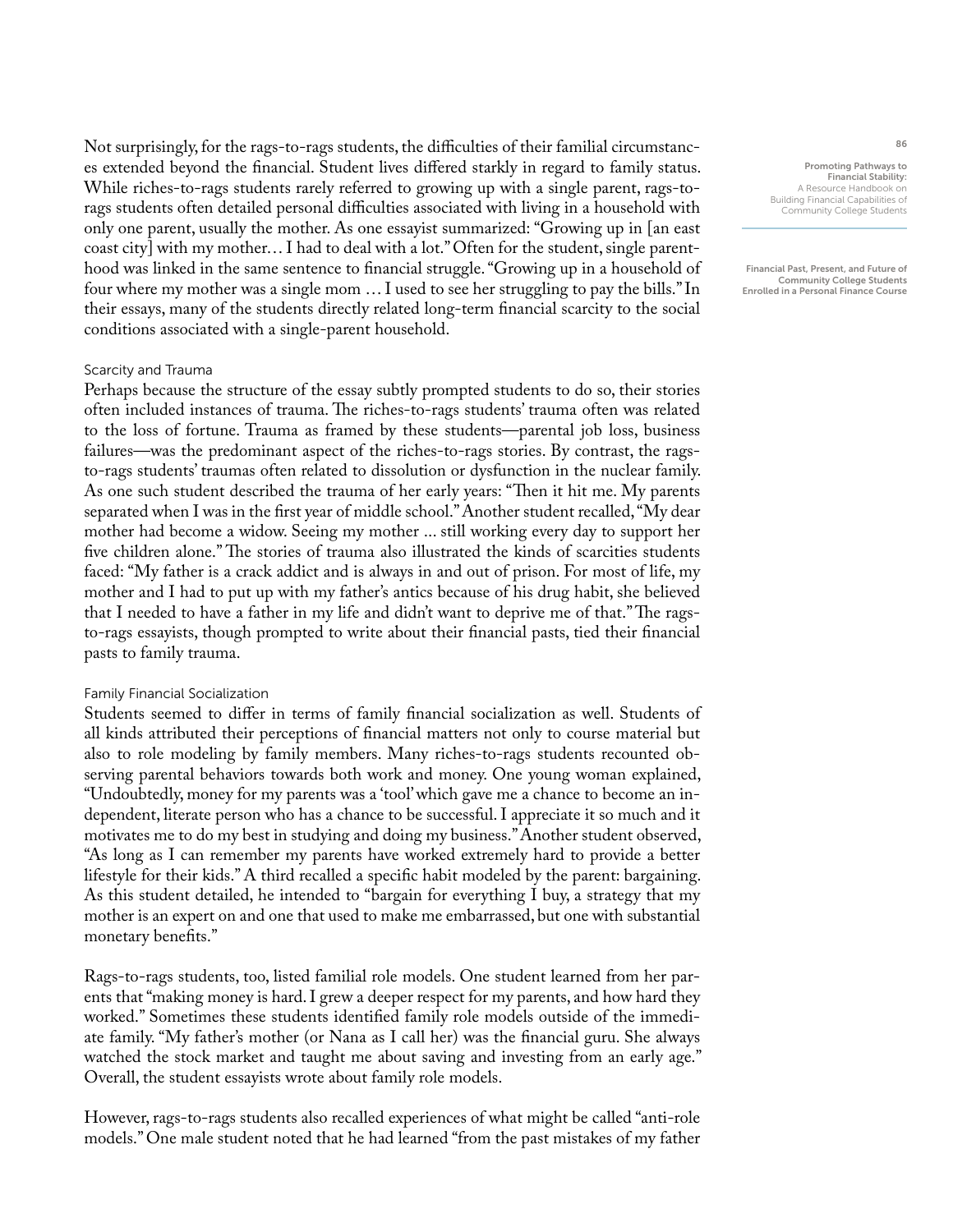Not surprisingly, for the rags-to-rags students, the difficulties of their familial circumstances extended beyond the financial. Student lives differed starkly in regard to family status. While riches-to-rags students rarely referred to growing up with a single parent, rags-to-rags students often detailed personal difficulties associated with living in a household with only one parent, usually the mother. As one essayist summarized: "Growing up in [an east coast city] with my mother… I had to deal with a lot." Often for the student, single parenthood was linked in the same sentence to financial struggle. "Growing up in a household of four where my mother was a single mom … I used to see her struggling to pay the bills." In their essays, many of the students directly related long-term financial scarcity to the social conditions associated with a single-parent household.

### Scarcity and Trauma

Perhaps because the structure of the essay subtly prompted students to do so, their stories often included instances of trauma. The riches-to-rags students' trauma often was related to the loss of fortune. Trauma as framed by these students—parental job loss, business failures—was the predominant aspect of the riches-to-rags stories. By contrast, the rags-to-rags students' traumas often related to dissolution or dysfunction in the nuclear family. As one such student described the trauma of her early years: "Then it hit me. My parents separated when I was in the first year of middle school." Another student recalled, "My dear mother had become a widow. Seeing my mother ... still working every day to support her five children alone." The stories of trauma also illustrated the kinds of scarcities students faced: "My father is a crack addict and is always in and out of prison. For most of life, my mother and I had to put up with my father's antics because of his drug habit, she believed that I needed to have a father in my life and didn't want to deprive me of that." The rags-to-rags essayists, though prompted to write about their financial pasts, tied their financial pasts to family trauma.

### Family Financial Socialization

Students seemed to differ in terms of family financial socialization as well. Students of all kinds attributed their perceptions of financial matters not only to course material but also to role modeling by family members. Many riches-to-rags students recounted observing parental behaviors towards both work and money. One young woman explained, "Undoubtedly, money for my parents was a 'tool' which gave me a chance to become an independent, literate person who has a chance to be successful. I appreciate it so much and it motivates me to do my best in studying and doing my business." Another student observed, "As long as I can remember my parents have worked extremely hard to provide a better lifestyle for their kids." A third recalled a specific habit modeled by the parent: bargaining. As this student detailed, he intended to "bargain for everything I buy, a strategy that my mother is an expert on and one that used to make me embarrassed, but one with substantial monetary benefits."

Rags-to-rags students, too, listed familial role models. One student learned from her parents that "making money is hard. I grew a deeper respect for my parents, and how hard they worked." Sometimes these students identified family role models outside of the immediate family. "My father's mother (or Nana as I call her) was the financial guru. She always watched the stock market and taught me about saving and investing from an early age." Overall, the student essayists wrote about family role models.

However, rags-to-rags students also recalled experiences of what might be called "anti-role models." One male student noted that he had learned "from the past mistakes of my father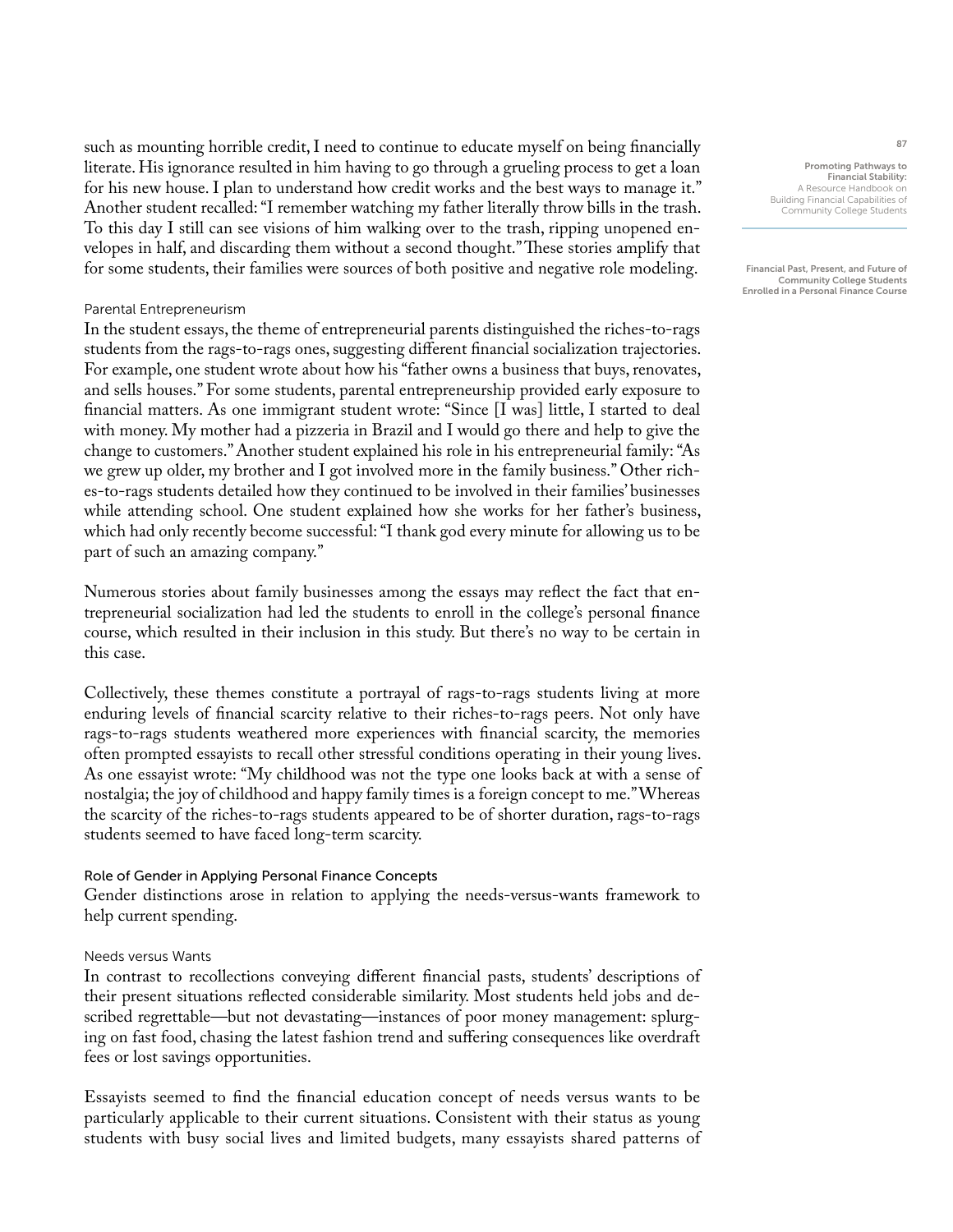such as mounting horrible credit, I need to continue to educate myself on being financially literate. His ignorance resulted in him having to go through a grueling process to get a loan for his new house. I plan to understand how credit works and the best ways to manage it." Another student recalled: "I remember watching my father literally throw bills in the trash. To this day I still can see visions of him walking over to the trash, ripping unopened envelopes in half, and discarding them without a second thought." These stories amplify that for some students, their families were sources of both positive and negative role modeling.

#### Parental Entrepreneurism

In the student essays, the theme of entrepreneurial parents distinguished the riches-to-rags students from the rags-to-rags ones, suggesting different financial socialization trajectories. For example, one student wrote about how his "father owns a business that buys, renovates, and sells houses." For some students, parental entrepreneurship provided early exposure to financial matters. As one immigrant student wrote: "Since [I was] little, I started to deal with money. My mother had a pizzeria in Brazil and I would go there and help to give the change to customers." Another student explained his role in his entrepreneurial family: "As we grew up older, my brother and I got involved more in the family business." Other riches-to-rags students detailed how they continued to be involved in their families' businesses while attending school. One student explained how she works for her father's business, which had only recently become successful: "I thank god every minute for allowing us to be part of such an amazing company."

Numerous stories about family businesses among the essays may reflect the fact that entrepreneurial socialization had led the students to enroll in the college's personal finance course, which resulted in their inclusion in this study. But there's no way to be certain in this case.

Collectively, these themes constitute a portrayal of rags-to-rags students living at more enduring levels of financial scarcity relative to their riches-to-rags peers. Not only have rags-to-rags students weathered more experiences with financial scarcity, the memories often prompted essayists to recall other stressful conditions operating in their young lives. As one essayist wrote: "My childhood was not the type one looks back at with a sense of nostalgia; the joy of childhood and happy family times is a foreign concept to me." Whereas the scarcity of the riches-to-rags students appeared to be of shorter duration, rags-to-rags students seemed to have faced long-term scarcity.

### Role of Gender in Applying Personal Finance Concepts

Gender distinctions arose in relation to applying the needs-versus-wants framework to help current spending.

#### Needs versus Wants

In contrast to recollections conveying different financial pasts, students' descriptions of their present situations reflected considerable similarity. Most students held jobs and described regrettable—but not devastating—instances of poor money management: splurging on fast food, chasing the latest fashion trend and suffering consequences like overdraft fees or lost savings opportunities.

Essayists seemed to find the financial education concept of needs versus wants to be particularly applicable to their current situations. Consistent with their status as young students with busy social lives and limited budgets, many essayists shared patterns of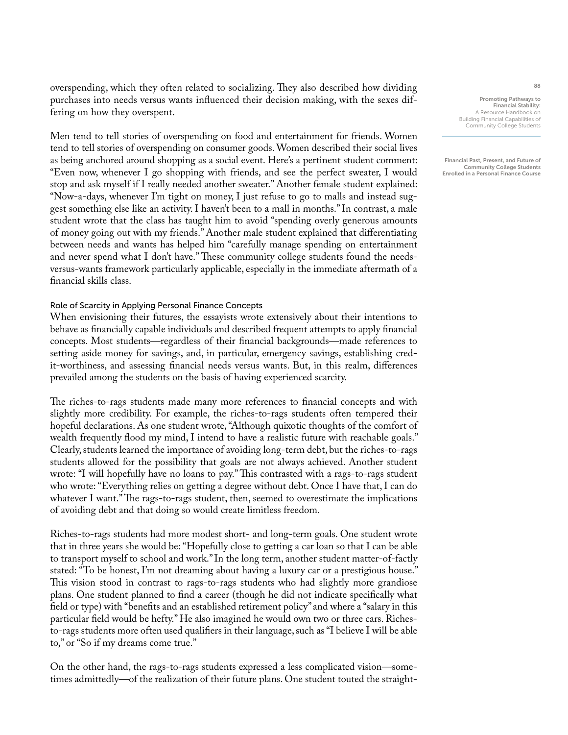overspending, which they often related to socializing. They also described how dividing purchases into needs versus wants influenced their decision making, with the sexes differing on how they overspent.

Men tend to tell stories of overspending on food and entertainment for friends. Women tend to tell stories of overspending on consumer goods. Women described their social lives as being anchored around shopping as a social event. Here's a pertinent student comment: "Even now, whenever I go shopping with friends, and see the perfect sweater, I would stop and ask myself if I really needed another sweater." Another female student explained: "Now-a-days, whenever I'm tight on money, I just refuse to go to malls and instead suggest something else like an activity. I haven't been to a mall in months." In contrast, a male student wrote that the class has taught him to avoid "spending overly generous amounts of money going out with my friends." Another male student explained that differentiating between needs and wants has helped him "carefully manage spending on entertainment and never spend what I don't have." These community college students found the needs-versus-wants framework particularly applicable, especially in the immediate aftermath of a financial skills class.

### Role of Scarcity in Applying Personal Finance Concepts

When envisioning their futures, the essayists wrote extensively about their intentions to behave as financially capable individuals and described frequent attempts to apply financial concepts. Most students—regardless of their financial backgrounds—made references to setting aside money for savings, and, in particular, emergency savings, establishing credit-worthiness, and assessing financial needs versus wants. But, in this realm, differences prevailed among the students on the basis of having experienced scarcity.

The riches-to-rags students made many more references to financial concepts and with slightly more credibility. For example, the riches-to-rags students often tempered their hopeful declarations. As one student wrote, "Although quixotic thoughts of the comfort of wealth frequently flood my mind, I intend to have a realistic future with reachable goals." Clearly, students learned the importance of avoiding long-term debt, but the riches-to-rags students allowed for the possibility that goals are not always achieved. Another student wrote: "I will hopefully have no loans to pay." This contrasted with a rags-to-rags student who wrote: "Everything relies on getting a degree without debt. Once I have that, I can do whatever I want." The rags-to-rags student, then, seemed to overestimate the implications of avoiding debt and that doing so would create limitless freedom.

Riches-to-rags students had more modest short- and long-term goals. One student wrote that in three years she would be: "Hopefully close to getting a car loan so that I can be able to transport myself to school and work." In the long term, another student matter-of-factly stated: "To be honest, I'm not dreaming about having a luxury car or a prestigious house." This vision stood in contrast to rags-to-rags students who had slightly more grandiose plans. One student planned to find a career (though he did not indicate specifically what field or type) with "benefits and an established retirement policy" and where a "salary in this particular field would be hefty." He also imagined he would own two or three cars. Riches-to-rags students more often used qualifiers in their language, such as "I believe I will be able to," or "So if my dreams come true."

On the other hand, the rags-to-rags students expressed a less complicated vision—sometimes admittedly—of the realization of their future plans. One student touted the straight-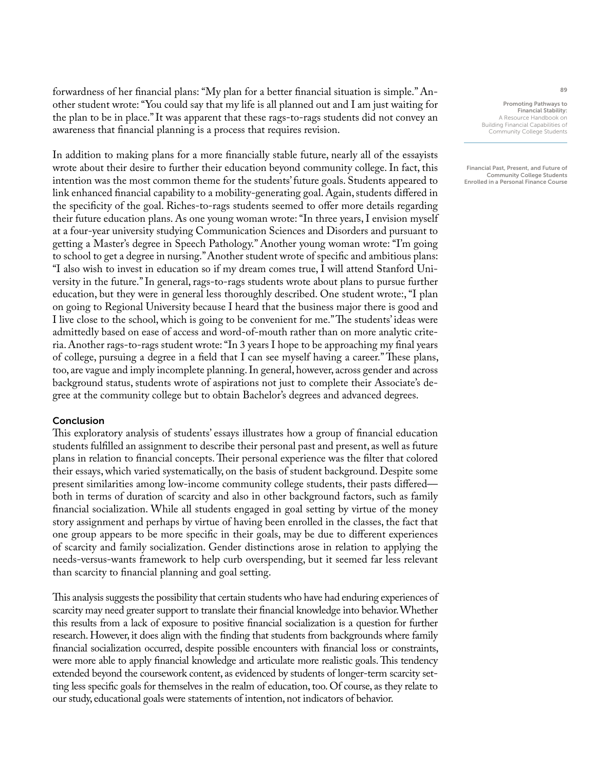forwardness of her financial plans: "My plan for a better financial situation is simple." Another student wrote: "You could say that my life is all planned out and I am just waiting for the plan to be in place." It was apparent that these rags-to-rags students did not convey an awareness that financial planning is a process that requires revision.

In addition to making plans for a more financially stable future, nearly all of the essayists wrote about their desire to further their education beyond community college. In fact, this intention was the most common theme for the students' future goals. Students appeared to link enhanced financial capability to a mobility-generating goal. Again, students differed in the specificity of the goal. Riches-to-rags students seemed to offer more details regarding their future education plans. As one young woman wrote: "In three years, I envision myself at a four-year university studying Communication Sciences and Disorders and pursuant to getting a Master's degree in Speech Pathology." Another young woman wrote: "I'm going to school to get a degree in nursing." Another student wrote of specific and ambitious plans: "I also wish to invest in education so if my dream comes true, I will attend Stanford University in the future." In general, rags-to-rags students wrote about plans to pursue further education, but they were in general less thoroughly described. One student wrote:, "I plan on going to Regional University because I heard that the business major there is good and I live close to the school, which is going to be convenient for me." The students' ideas were admittedly based on ease of access and word-of-mouth rather than on more analytic criteria. Another rags-to-rags student wrote: "In 3 years I hope to be approaching my final years of college, pursuing a degree in a field that I can see myself having a career." These plans, too, are vague and imply incomplete planning. In general, however, across gender and across background status, students wrote of aspirations not just to complete their Associate's degree at the community college but to obtain Bachelor's degrees and advanced degrees.

### Conclusion

This exploratory analysis of students' essays illustrates how a group of financial education students fulfilled an assignment to describe their personal past and present, as well as future plans in relation to financial concepts. Their personal experience was the filter that colored their essays, which varied systematically, on the basis of student background. Despite some present similarities among low-income community college students, their pasts differed—both in terms of duration of scarcity and also in other background factors, such as family financial socialization. While all students engaged in goal setting by virtue of the money story assignment and perhaps by virtue of having been enrolled in the classes, the fact that one group appears to be more specific in their goals, may be due to different experiences of scarcity and family socialization. Gender distinctions arose in relation to applying the needs-versus-wants framework to help curb overspending, but it seemed far less relevant than scarcity to financial planning and goal setting.

This analysis suggests the possibility that certain students who have had enduring experiences of scarcity may need greater support to translate their financial knowledge into behavior. Whether this results from a lack of exposure to positive financial socialization is a question for further research. However, it does align with the finding that students from backgrounds where family financial socialization occurred, despite possible encounters with financial loss or constraints, were more able to apply financial knowledge and articulate more realistic goals. This tendency extended beyond the coursework content, as evidenced by students of longer-term scarcity setting less specific goals for themselves in the realm of education, too. Of course, as they relate to our study, educational goals were statements of intention, not indicators of behavior.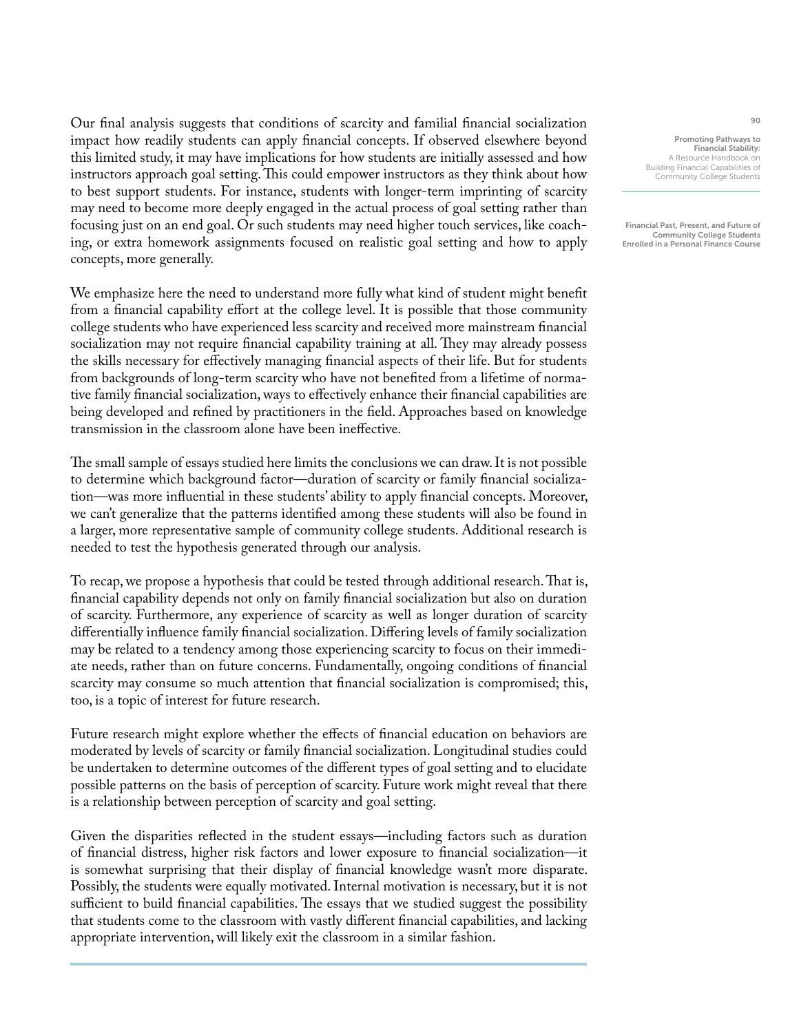Our final analysis suggests that conditions of scarcity and familial financial socialization impact how readily students can apply financial concepts. If observed elsewhere beyond this limited study, it may have implications for how students are initially assessed and how instructors approach goal setting. This could empower instructors as they think about how to best support students. For instance, students with longer-term imprinting of scarcity may need to become more deeply engaged in the actual process of goal setting rather than focusing just on an end goal. Or such students may need higher touch services, like coaching, or extra homework assignments focused on realistic goal setting and how to apply concepts, more generally.

We emphasize here the need to understand more fully what kind of student might benefit from a financial capability effort at the college level. It is possible that those community college students who have experienced less scarcity and received more mainstream financial socialization may not require financial capability training at all. They may already possess the skills necessary for effectively managing financial aspects of their life. But for students from backgrounds of long-term scarcity who have not benefited from a lifetime of normative family financial socialization, ways to effectively enhance their financial capabilities are being developed and refined by practitioners in the field. Approaches based on knowledge transmission in the classroom alone have been ineffective.

The small sample of essays studied here limits the conclusions we can draw. It is not possible to determine which background factor—duration of scarcity or family financial socialization—was more influential in these students' ability to apply financial concepts. Moreover, we can't generalize that the patterns identified among these students will also be found in a larger, more representative sample of community college students. Additional research is needed to test the hypothesis generated through our analysis.

To recap, we propose a hypothesis that could be tested through additional research. That is, financial capability depends not only on family financial socialization but also on duration of scarcity. Furthermore, any experience of scarcity as well as longer duration of scarcity differentially influence family financial socialization. Differing levels of family socialization may be related to a tendency among those experiencing scarcity to focus on their immediate needs, rather than on future concerns. Fundamentally, ongoing conditions of financial scarcity may consume so much attention that financial socialization is compromised; this, too, is a topic of interest for future research.

Future research might explore whether the effects of financial education on behaviors are moderated by levels of scarcity or family financial socialization. Longitudinal studies could be undertaken to determine outcomes of the different types of goal setting and to elucidate possible patterns on the basis of perception of scarcity. Future work might reveal that there is a relationship between perception of scarcity and goal setting.

Given the disparities reflected in the student essays—including factors such as duration of financial distress, higher risk factors and lower exposure to financial socialization—it is somewhat surprising that their display of financial knowledge wasn't more disparate. Possibly, the students were equally motivated. Internal motivation is necessary, but it is not sufficient to build financial capabilities. The essays that we studied suggest the possibility that students come to the classroom with vastly different financial capabilities, and lacking appropriate intervention, will likely exit the classroom in a similar fashion.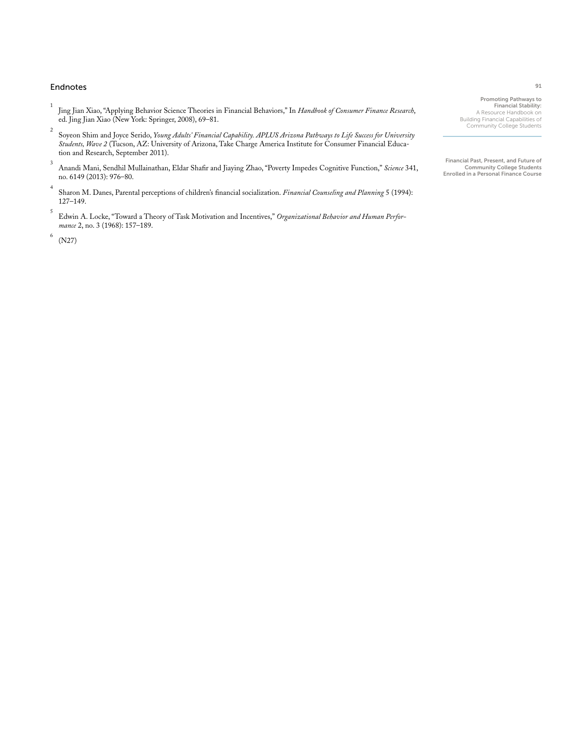## Endnotes

[1] Jing Jian Xiao, "Applying Behavior Science Theories in Financial Behaviors," In *Handbook of Consumer Finance Research*, ed. Jing Jian Xiao (New York: Springer, 2008), 69–81.

[2] Soyeon Shim and Joyce Serido, *Young Adults' Financial Capability. APLUS Arizona Pathways to Life Success for University Students, Wave 2* (Tucson, AZ: University of Arizona, Take Charge America Institute for Consumer Financial Education and Research, September 2011).

[3] Anandi Mani, Sendhil Mullainathan, Eldar Shafir and Jiaying Zhao, "Poverty Impedes Cognitive Function," *Science* 341, no. 6149 (2013): 976–80.

[4] Sharon M. Danes, Parental perceptions of children's financial socialization. *Financial Counseling and Planning* 5 (1994): 127–149.

[5] Edwin A. Locke, "Toward a Theory of Task Motivation and Incentives," *Organizational Behavior and Human Performance* 2, no. 3 (1968): 157–189.

[6] (N27)